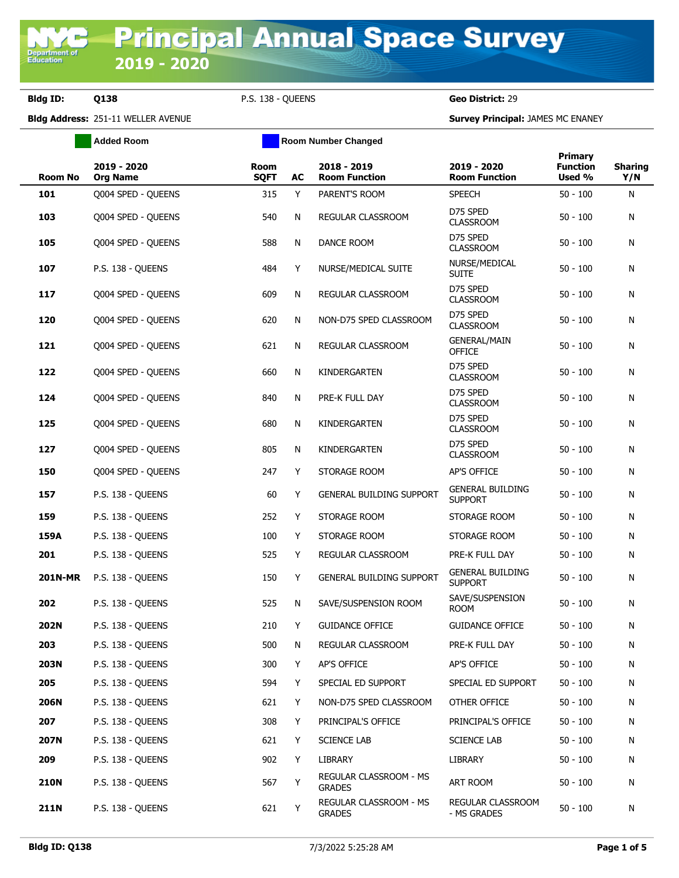# Principal Annual Space Survey

## 2019 - 2020

**Bldg ID:** Q138 P.S. 138 - QUEENS **Geo District:** 29

**Bldg Address:** 251-11 WELLER AVENUE **Survey Principal:** JAMES MC ENANEY

Added Room | Room Number Changed

| Room No | 2019 - 2020 Org Name | Room SQFT | AC | 2018 - 2019 Room Function | 2019 - 2020 Room Function | Primary Function Used % | Sharing Y/N |
|---|---|---|---|---|---|---|---|
| 101 | Q004 SPED - QUEENS | 315 | Y | PARENT'S ROOM | SPEECH | 50 - 100 | N |
| 103 | Q004 SPED - QUEENS | 540 | N | REGULAR CLASSROOM | D75 SPED CLASSROOM | 50 - 100 | N |
| 105 | Q004 SPED - QUEENS | 588 | N | DANCE ROOM | D75 SPED CLASSROOM | 50 - 100 | N |
| 107 | P.S. 138 - QUEENS | 484 | Y | NURSE/MEDICAL SUITE | NURSE/MEDICAL SUITE | 50 - 100 | N |
| 117 | Q004 SPED - QUEENS | 609 | N | REGULAR CLASSROOM | D75 SPED CLASSROOM | 50 - 100 | N |
| 120 | Q004 SPED - QUEENS | 620 | N | NON-D75 SPED CLASSROOM | D75 SPED CLASSROOM | 50 - 100 | N |
| 121 | Q004 SPED - QUEENS | 621 | N | REGULAR CLASSROOM | GENERAL/MAIN OFFICE | 50 - 100 | N |
| 122 | Q004 SPED - QUEENS | 660 | N | KINDERGARTEN | D75 SPED CLASSROOM | 50 - 100 | N |
| 124 | Q004 SPED - QUEENS | 840 | N | PRE-K FULL DAY | D75 SPED CLASSROOM | 50 - 100 | N |
| 125 | Q004 SPED - QUEENS | 680 | N | KINDERGARTEN | D75 SPED CLASSROOM | 50 - 100 | N |
| 127 | Q004 SPED - QUEENS | 805 | N | KINDERGARTEN | D75 SPED CLASSROOM | 50 - 100 | N |
| 150 | Q004 SPED - QUEENS | 247 | Y | STORAGE ROOM | AP'S OFFICE | 50 - 100 | N |
| 157 | P.S. 138 - QUEENS | 60 | Y | GENERAL BUILDING SUPPORT | GENERAL BUILDING SUPPORT | 50 - 100 | N |
| 159 | P.S. 138 - QUEENS | 252 | Y | STORAGE ROOM | STORAGE ROOM | 50 - 100 | N |
| 159A | P.S. 138 - QUEENS | 100 | Y | STORAGE ROOM | STORAGE ROOM | 50 - 100 | N |
| 201 | P.S. 138 - QUEENS | 525 | Y | REGULAR CLASSROOM | PRE-K FULL DAY | 50 - 100 | N |
| 201N-MR | P.S. 138 - QUEENS | 150 | Y | GENERAL BUILDING SUPPORT | GENERAL BUILDING SUPPORT | 50 - 100 | N |
| 202 | P.S. 138 - QUEENS | 525 | N | SAVE/SUSPENSION ROOM | SAVE/SUSPENSION ROOM | 50 - 100 | N |
| 202N | P.S. 138 - QUEENS | 210 | Y | GUIDANCE OFFICE | GUIDANCE OFFICE | 50 - 100 | N |
| 203 | P.S. 138 - QUEENS | 500 | N | REGULAR CLASSROOM | PRE-K FULL DAY | 50 - 100 | N |
| 203N | P.S. 138 - QUEENS | 300 | Y | AP'S OFFICE | AP'S OFFICE | 50 - 100 | N |
| 205 | P.S. 138 - QUEENS | 594 | Y | SPECIAL ED SUPPORT | SPECIAL ED SUPPORT | 50 - 100 | N |
| 206N | P.S. 138 - QUEENS | 621 | Y | NON-D75 SPED CLASSROOM | OTHER OFFICE | 50 - 100 | N |
| 207 | P.S. 138 - QUEENS | 308 | Y | PRINCIPAL'S OFFICE | PRINCIPAL'S OFFICE | 50 - 100 | N |
| 207N | P.S. 138 - QUEENS | 621 | Y | SCIENCE LAB | SCIENCE LAB | 50 - 100 | N |
| 209 | P.S. 138 - QUEENS | 902 | Y | LIBRARY | LIBRARY | 50 - 100 | N |
| 210N | P.S. 138 - QUEENS | 567 | Y | REGULAR CLASSROOM - MS GRADES | ART ROOM | 50 - 100 | N |
| 211N | P.S. 138 - QUEENS | 621 | Y | REGULAR CLASSROOM - MS GRADES | REGULAR CLASSROOM - MS GRADES | 50 - 100 | N |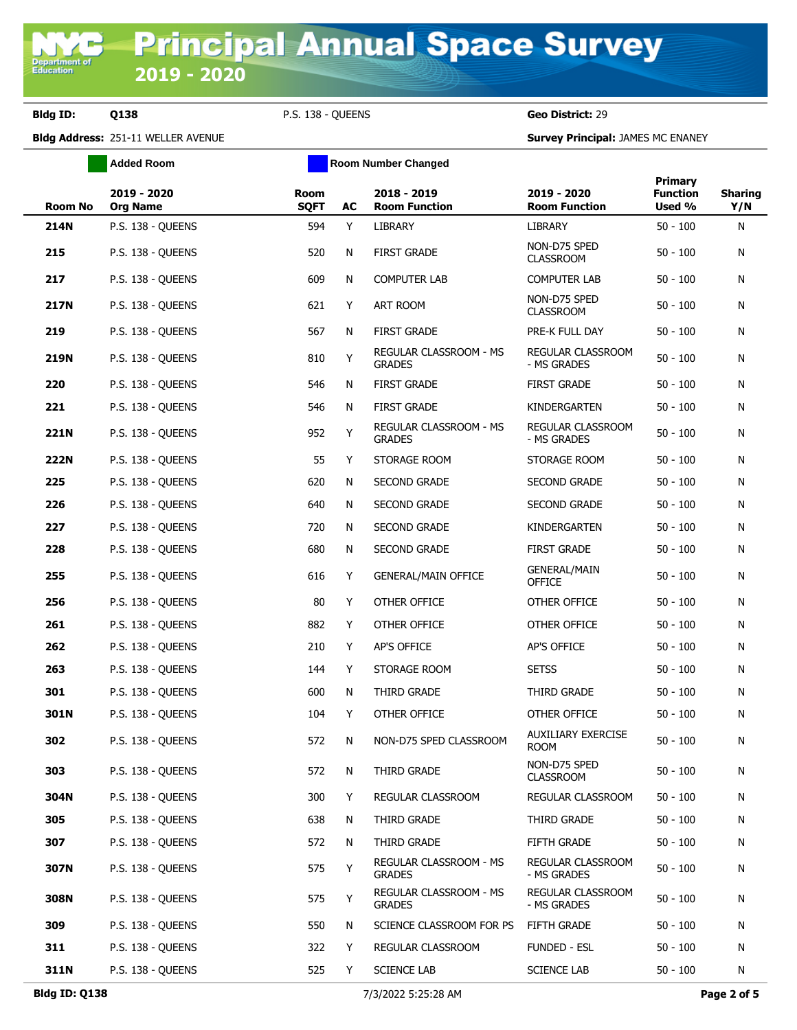# Principal Annual Space Survey

## 2019 - 2020

**Bldg ID:** Q138 P.S. 138 - QUEENS **Geo District:** 29

**Bldg Address:** 251-11 WELLER AVENUE **Survey Principal:** JAMES MC ENANEY

Added Room | Room Number Changed

| Room No | 2019 - 2020 Org Name | Room SQFT | AC | 2018 - 2019 Room Function | 2019 - 2020 Room Function | Primary Function Used % | Sharing Y/N |
|---|---|---|---|---|---|---|---|
| 214N | P.S. 138 - QUEENS | 594 | Y | LIBRARY | LIBRARY | 50 - 100 | N |
| 215 | P.S. 138 - QUEENS | 520 | N | FIRST GRADE | NON-D75 SPED CLASSROOM | 50 - 100 | N |
| 217 | P.S. 138 - QUEENS | 609 | N | COMPUTER LAB | COMPUTER LAB | 50 - 100 | N |
| 217N | P.S. 138 - QUEENS | 621 | Y | ART ROOM | NON-D75 SPED CLASSROOM | 50 - 100 | N |
| 219 | P.S. 138 - QUEENS | 567 | N | FIRST GRADE | PRE-K FULL DAY | 50 - 100 | N |
| 219N | P.S. 138 - QUEENS | 810 | Y | REGULAR CLASSROOM - MS GRADES | REGULAR CLASSROOM - MS GRADES | 50 - 100 | N |
| 220 | P.S. 138 - QUEENS | 546 | N | FIRST GRADE | FIRST GRADE | 50 - 100 | N |
| 221 | P.S. 138 - QUEENS | 546 | N | FIRST GRADE | KINDERGARTEN | 50 - 100 | N |
| 221N | P.S. 138 - QUEENS | 952 | Y | REGULAR CLASSROOM - MS GRADES | REGULAR CLASSROOM - MS GRADES | 50 - 100 | N |
| 222N | P.S. 138 - QUEENS | 55 | Y | STORAGE ROOM | STORAGE ROOM | 50 - 100 | N |
| 225 | P.S. 138 - QUEENS | 620 | N | SECOND GRADE | SECOND GRADE | 50 - 100 | N |
| 226 | P.S. 138 - QUEENS | 640 | N | SECOND GRADE | SECOND GRADE | 50 - 100 | N |
| 227 | P.S. 138 - QUEENS | 720 | N | SECOND GRADE | KINDERGARTEN | 50 - 100 | N |
| 228 | P.S. 138 - QUEENS | 680 | N | SECOND GRADE | FIRST GRADE | 50 - 100 | N |
| 255 | P.S. 138 - QUEENS | 616 | Y | GENERAL/MAIN OFFICE | GENERAL/MAIN OFFICE | 50 - 100 | N |
| 256 | P.S. 138 - QUEENS | 80 | Y | OTHER OFFICE | OTHER OFFICE | 50 - 100 | N |
| 261 | P.S. 138 - QUEENS | 882 | Y | OTHER OFFICE | OTHER OFFICE | 50 - 100 | N |
| 262 | P.S. 138 - QUEENS | 210 | Y | AP'S OFFICE | AP'S OFFICE | 50 - 100 | N |
| 263 | P.S. 138 - QUEENS | 144 | Y | STORAGE ROOM | SETSS | 50 - 100 | N |
| 301 | P.S. 138 - QUEENS | 600 | N | THIRD GRADE | THIRD GRADE | 50 - 100 | N |
| 301N | P.S. 138 - QUEENS | 104 | Y | OTHER OFFICE | OTHER OFFICE | 50 - 100 | N |
| 302 | P.S. 138 - QUEENS | 572 | N | NON-D75 SPED CLASSROOM | AUXILIARY EXERCISE ROOM | 50 - 100 | N |
| 303 | P.S. 138 - QUEENS | 572 | N | THIRD GRADE | NON-D75 SPED CLASSROOM | 50 - 100 | N |
| 304N | P.S. 138 - QUEENS | 300 | Y | REGULAR CLASSROOM | REGULAR CLASSROOM | 50 - 100 | N |
| 305 | P.S. 138 - QUEENS | 638 | N | THIRD GRADE | THIRD GRADE | 50 - 100 | N |
| 307 | P.S. 138 - QUEENS | 572 | N | THIRD GRADE | FIFTH GRADE | 50 - 100 | N |
| 307N | P.S. 138 - QUEENS | 575 | Y | REGULAR CLASSROOM - MS GRADES | REGULAR CLASSROOM - MS GRADES | 50 - 100 | N |
| 308N | P.S. 138 - QUEENS | 575 | Y | REGULAR CLASSROOM - MS GRADES | REGULAR CLASSROOM - MS GRADES | 50 - 100 | N |
| 309 | P.S. 138 - QUEENS | 550 | N | SCIENCE CLASSROOM FOR PS | FIFTH GRADE | 50 - 100 | N |
| 311 | P.S. 138 - QUEENS | 322 | Y | REGULAR CLASSROOM | FUNDED - ESL | 50 - 100 | N |
| 311N | P.S. 138 - QUEENS | 525 | Y | SCIENCE LAB | SCIENCE LAB | 50 - 100 | N |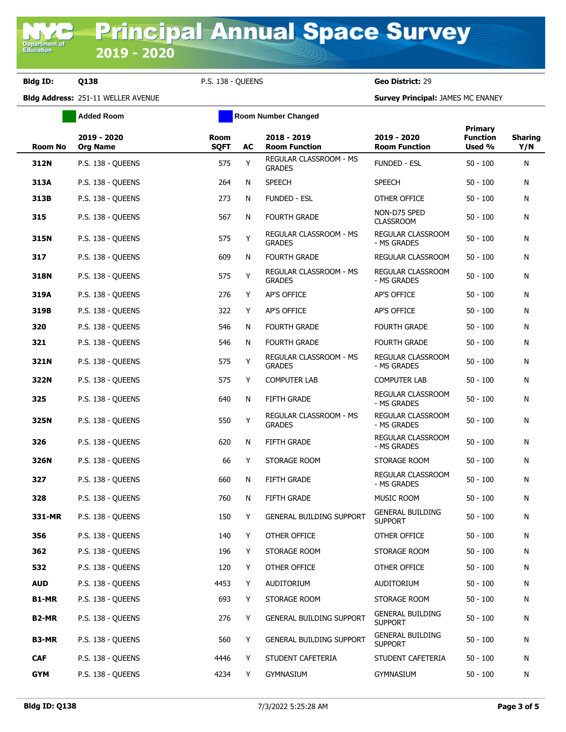# Principal Annual Space Survey 2019 - 2020

**Bldg ID:** Q138 P.S. 138 - QUEENS **Geo District:** 29

**Bldg Address:** 251-11 WELLER AVENUE **Survey Principal:** JAMES MC ENANEY

Added Room | Room Number Changed

| Room No | 2019 - 2020 Org Name | Room SQFT | AC | 2018 - 2019 Room Function | 2019 - 2020 Room Function | Primary Function Used % | Sharing Y/N |
|---|---|---|---|---|---|---|---|
| **312N** | P.S. 138 - QUEENS | 575 | Y | REGULAR CLASSROOM - MS GRADES | FUNDED - ESL | 50 - 100 | N |
| **313A** | P.S. 138 - QUEENS | 264 | N | SPEECH | SPEECH | 50 - 100 | N |
| **313B** | P.S. 138 - QUEENS | 273 | N | FUNDED - ESL | OTHER OFFICE | 50 - 100 | N |
| **315** | P.S. 138 - QUEENS | 567 | N | FOURTH GRADE | NON-D75 SPED CLASSROOM | 50 - 100 | N |
| **315N** | P.S. 138 - QUEENS | 575 | Y | REGULAR CLASSROOM - MS GRADES | REGULAR CLASSROOM - MS GRADES | 50 - 100 | N |
| **317** | P.S. 138 - QUEENS | 609 | N | FOURTH GRADE | REGULAR CLASSROOM | 50 - 100 | N |
| **318N** | P.S. 138 - QUEENS | 575 | Y | REGULAR CLASSROOM - MS GRADES | REGULAR CLASSROOM - MS GRADES | 50 - 100 | N |
| **319A** | P.S. 138 - QUEENS | 276 | Y | AP'S OFFICE | AP'S OFFICE | 50 - 100 | N |
| **319B** | P.S. 138 - QUEENS | 322 | Y | AP'S OFFICE | AP'S OFFICE | 50 - 100 | N |
| **320** | P.S. 138 - QUEENS | 546 | N | FOURTH GRADE | FOURTH GRADE | 50 - 100 | N |
| **321** | P.S. 138 - QUEENS | 546 | N | FOURTH GRADE | FOURTH GRADE | 50 - 100 | N |
| **321N** | P.S. 138 - QUEENS | 575 | Y | REGULAR CLASSROOM - MS GRADES | REGULAR CLASSROOM - MS GRADES | 50 - 100 | N |
| **322N** | P.S. 138 - QUEENS | 575 | Y | COMPUTER LAB | COMPUTER LAB | 50 - 100 | N |
| **325** | P.S. 138 - QUEENS | 640 | N | FIFTH GRADE | REGULAR CLASSROOM - MS GRADES | 50 - 100 | N |
| **325N** | P.S. 138 - QUEENS | 550 | Y | REGULAR CLASSROOM - MS GRADES | REGULAR CLASSROOM - MS GRADES | 50 - 100 | N |
| **326** | P.S. 138 - QUEENS | 620 | N | FIFTH GRADE | REGULAR CLASSROOM - MS GRADES | 50 - 100 | N |
| **326N** | P.S. 138 - QUEENS | 66 | Y | STORAGE ROOM | STORAGE ROOM | 50 - 100 | N |
| **327** | P.S. 138 - QUEENS | 660 | N | FIFTH GRADE | REGULAR CLASSROOM - MS GRADES | 50 - 100 | N |
| **328** | P.S. 138 - QUEENS | 760 | N | FIFTH GRADE | MUSIC ROOM | 50 - 100 | N |
| **331-MR** | P.S. 138 - QUEENS | 150 | Y | GENERAL BUILDING SUPPORT | GENERAL BUILDING SUPPORT | 50 - 100 | N |
| **356** | P.S. 138 - QUEENS | 140 | Y | OTHER OFFICE | OTHER OFFICE | 50 - 100 | N |
| **362** | P.S. 138 - QUEENS | 196 | Y | STORAGE ROOM | STORAGE ROOM | 50 - 100 | N |
| **532** | P.S. 138 - QUEENS | 120 | Y | OTHER OFFICE | OTHER OFFICE | 50 - 100 | N |
| **AUD** | P.S. 138 - QUEENS | 4453 | Y | AUDITORIUM | AUDITORIUM | 50 - 100 | N |
| **B1-MR** | P.S. 138 - QUEENS | 693 | Y | STORAGE ROOM | STORAGE ROOM | 50 - 100 | N |
| **B2-MR** | P.S. 138 - QUEENS | 276 | Y | GENERAL BUILDING SUPPORT | GENERAL BUILDING SUPPORT | 50 - 100 | N |
| **B3-MR** | P.S. 138 - QUEENS | 560 | Y | GENERAL BUILDING SUPPORT | GENERAL BUILDING SUPPORT | 50 - 100 | N |
| **CAF** | P.S. 138 - QUEENS | 4446 | Y | STUDENT CAFETERIA | STUDENT CAFETERIA | 50 - 100 | N |
| **GYM** | P.S. 138 - QUEENS | 4234 | Y | GYMNASIUM | GYMNASIUM | 50 - 100 | N |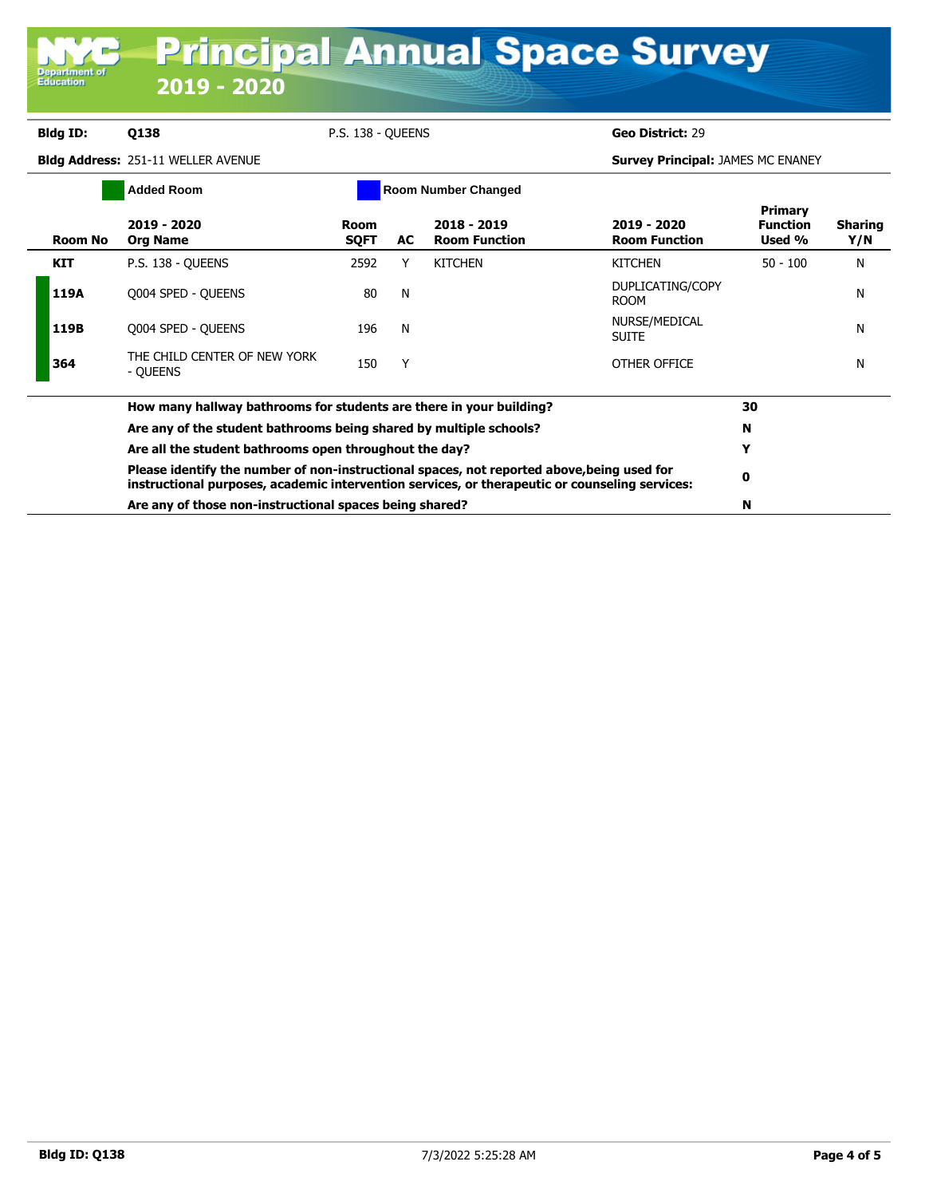# Principal Annual Space Survey 2019 - 2020

**Bldg ID:** Q138 P.S. 138 - QUEENS **Geo District:** 29

**Bldg Address:** 251-11 WELLER AVENUE **Survey Principal:** JAMES MC ENANEY

Added Room | Room Number Changed

| Room No | 2019 - 2020 Org Name | Room SQFT | AC | 2018 - 2019 Room Function | 2019 - 2020 Room Function | Primary Function Used % | Sharing Y/N |
|---|---|---|---|---|---|---|---|
| KIT | P.S. 138 - QUEENS | 2592 | Y | KITCHEN | KITCHEN | 50 - 100 | N |
| 119A | Q004 SPED - QUEENS | 80 | N | | DUPLICATING/COPY ROOM | | N |
| 119B | Q004 SPED - QUEENS | 196 | N | | NURSE/MEDICAL SUITE | | N |
| 364 | THE CHILD CENTER OF NEW YORK - QUEENS | 150 | Y | | OTHER OFFICE | | N |

| Question | Answer |
|---|---|
| **How many hallway bathrooms for students are there in your building?** | **30** |
| **Are any of the student bathrooms being shared by multiple schools?** | **N** |
| **Are all the student bathrooms open throughout the day?** | **Y** |
| **Please identify the number of non-instructional spaces, not reported above,being used for instructional purposes, academic intervention services, or therapeutic or counseling services:** | **0** |
| **Are any of those non-instructional spaces being shared?** | **N** |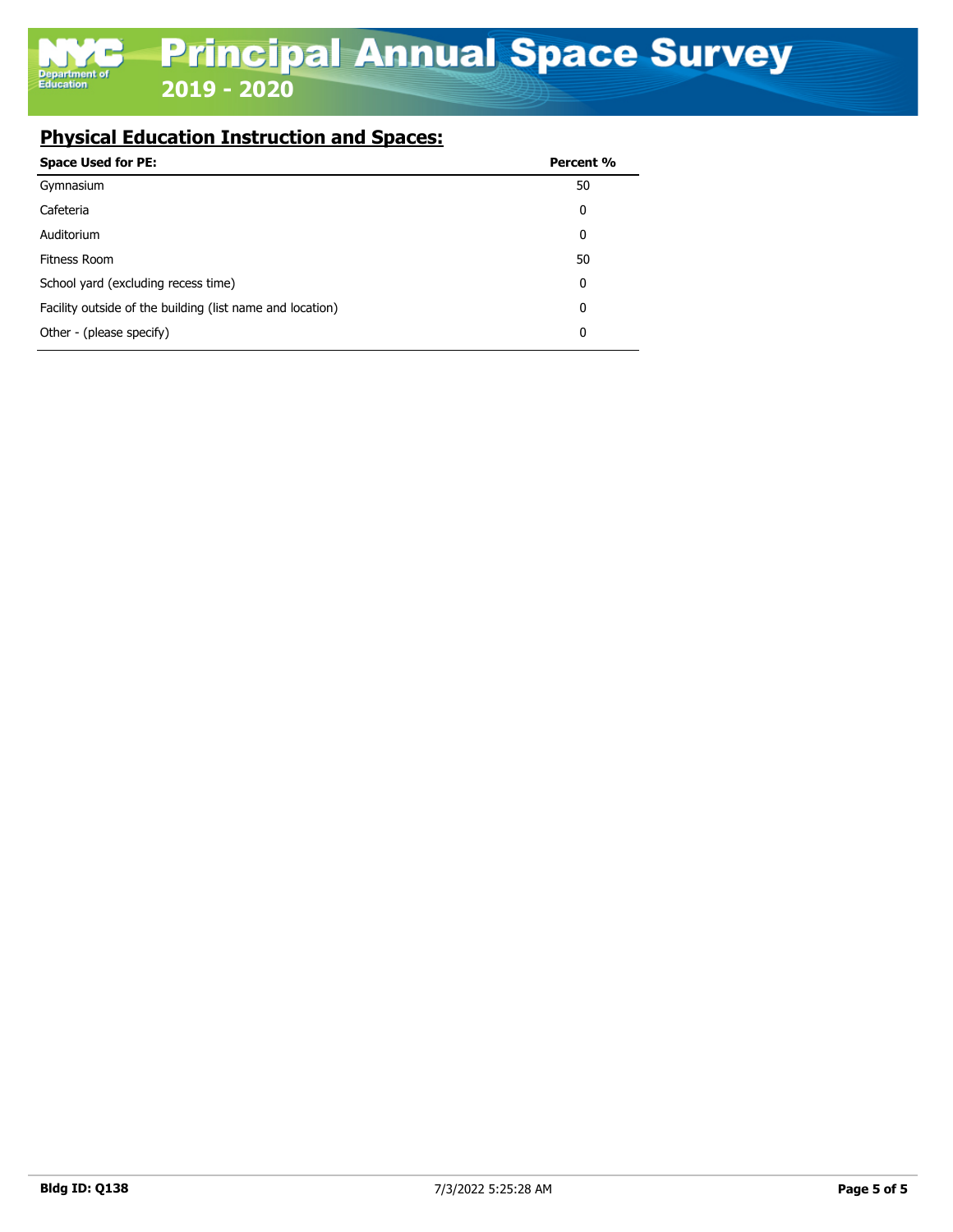## Physical Education Instruction and Spaces:

| Space Used for PE: | Percent % |
|---|---|
| Gymnasium | 50 |
| Cafeteria | 0 |
| Auditorium | 0 |
| Fitness Room | 50 |
| School yard (excluding recess time) | 0 |
| Facility outside of the building (list name and location) | 0 |
| Other - (please specify) | 0 |